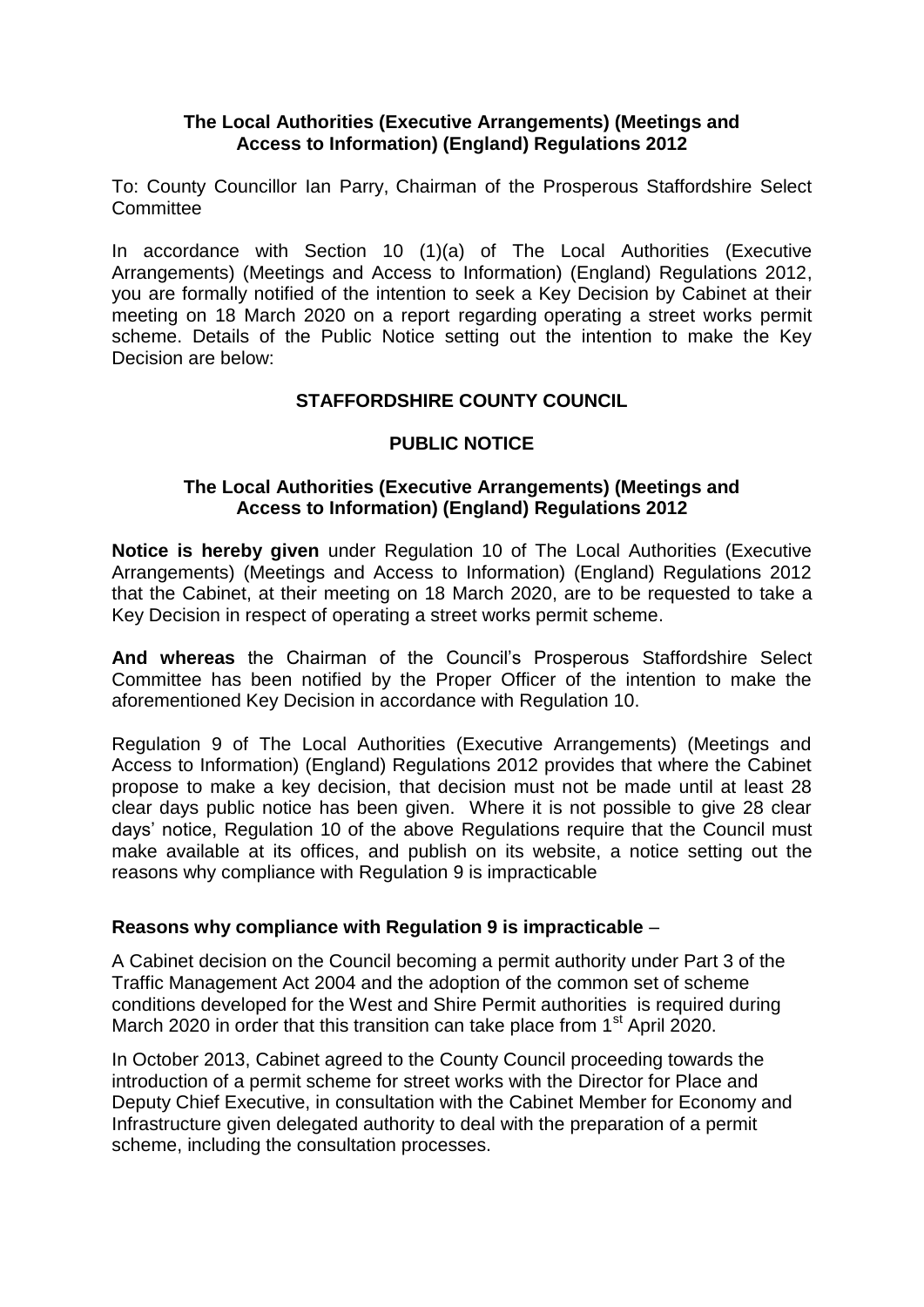**The Local Authorities (Executive Arrangements) (Meetings and Access to Information) (England) Regulations 2012**

To: County Councillor Ian Parry, Chairman of the Prosperous Staffordshire Select Committee

In accordance with Section 10 (1)(a) of The Local Authorities (Executive Arrangements) (Meetings and Access to Information) (England) Regulations 2012, you are formally notified of the intention to seek a Key Decision by Cabinet at their meeting on 18 March 2020 on a report regarding operating a street works permit scheme. Details of the Public Notice setting out the intention to make the Key Decision are below:

**STAFFORDSHIRE COUNTY COUNCIL**

**PUBLIC NOTICE**

**The Local Authorities (Executive Arrangements) (Meetings and Access to Information) (England) Regulations 2012**

**Notice is hereby given** under Regulation 10 of The Local Authorities (Executive Arrangements) (Meetings and Access to Information) (England) Regulations 2012 that the Cabinet, at their meeting on 18 March 2020, are to be requested to take a Key Decision in respect of operating a street works permit scheme.

**And whereas** the Chairman of the Council's Prosperous Staffordshire Select Committee has been notified by the Proper Officer of the intention to make the aforementioned Key Decision in accordance with Regulation 10.

Regulation 9 of The Local Authorities (Executive Arrangements) (Meetings and Access to Information) (England) Regulations 2012 provides that where the Cabinet propose to make a key decision, that decision must not be made until at least 28 clear days public notice has been given. Where it is not possible to give 28 clear days' notice, Regulation 10 of the above Regulations require that the Council must make available at its offices, and publish on its website, a notice setting out the reasons why compliance with Regulation 9 is impracticable

**Reasons why compliance with Regulation 9 is impracticable** –

A Cabinet decision on the Council becoming a permit authority under Part 3 of the Traffic Management Act 2004 and the adoption of the common set of scheme conditions developed for the West and Shire Permit authorities is required during March 2020 in order that this transition can take place from 1st April 2020.

In October 2013, Cabinet agreed to the County Council proceeding towards the introduction of a permit scheme for street works with the Director for Place and Deputy Chief Executive, in consultation with the Cabinet Member for Economy and Infrastructure given delegated authority to deal with the preparation of a permit scheme, including the consultation processes.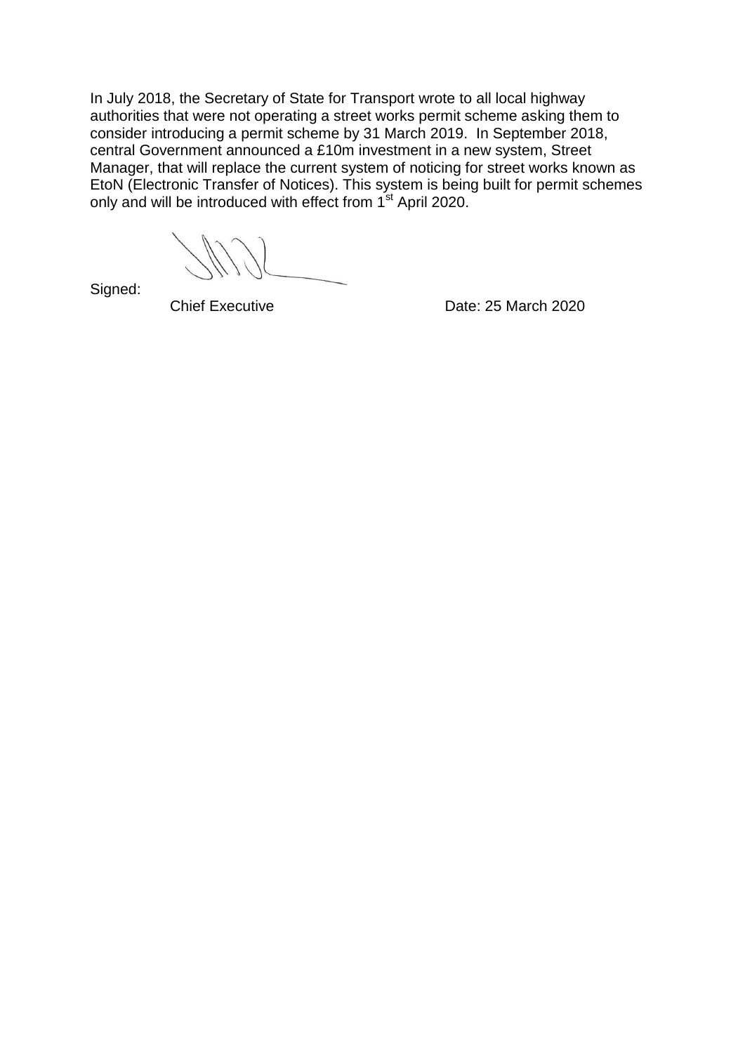In July 2018, the Secretary of State for Transport wrote to all local highway authorities that were not operating a street works permit scheme asking them to consider introducing a permit scheme by 31 March 2019. In September 2018, central Government announced a £10m investment in a new system, Street Manager, that will replace the current system of noticing for street works known as EtoN (Electronic Transfer of Notices). This system is being built for permit schemes only and will be introduced with effect from 1st April 2020.

Signed:

Chief Executive Date: 25 March 2020